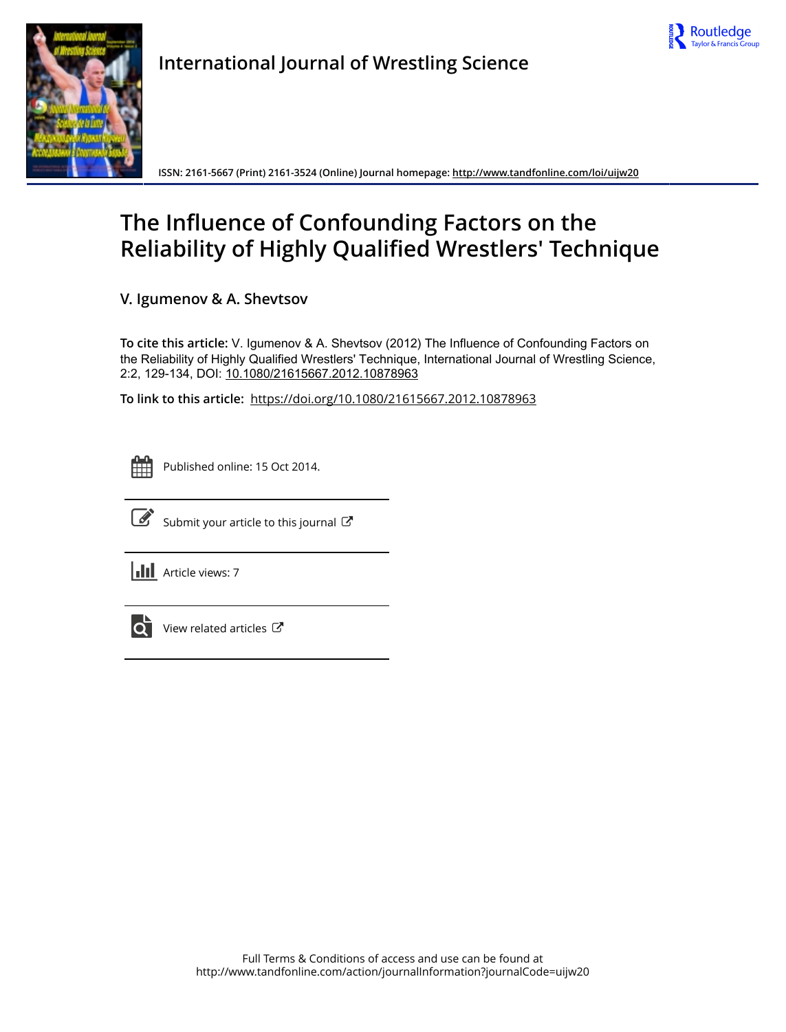International Journal of Wrestling Science

ISSN: 2161-5667 (Print) 2161-3524 (Online) Journal homepage: http://www.tandfonline.com/loi/uijw20

# The Influence of Confounding Factors on the Reliability of Highly Qualified Wrestlers' Technique

V. Igumenov & A. Shevtsov

**To cite this article:** V. Igumenov & A. Shevtsov (2012) The Influence of Confounding Factors on the Reliability of Highly Qualified Wrestlers' Technique, International Journal of Wrestling Science, 2:2, 129-134, DOI: 10.1080/21615667.2012.10878963

**To link to this article:** https://doi.org/10.1080/21615667.2012.10878963

Published online: 15 Oct 2014.

Submit your article to this journal

Article views: 7

View related articles

Full Terms & Conditions of access and use can be found at
http://www.tandfonline.com/action/journalInformation?journalCode=uijw20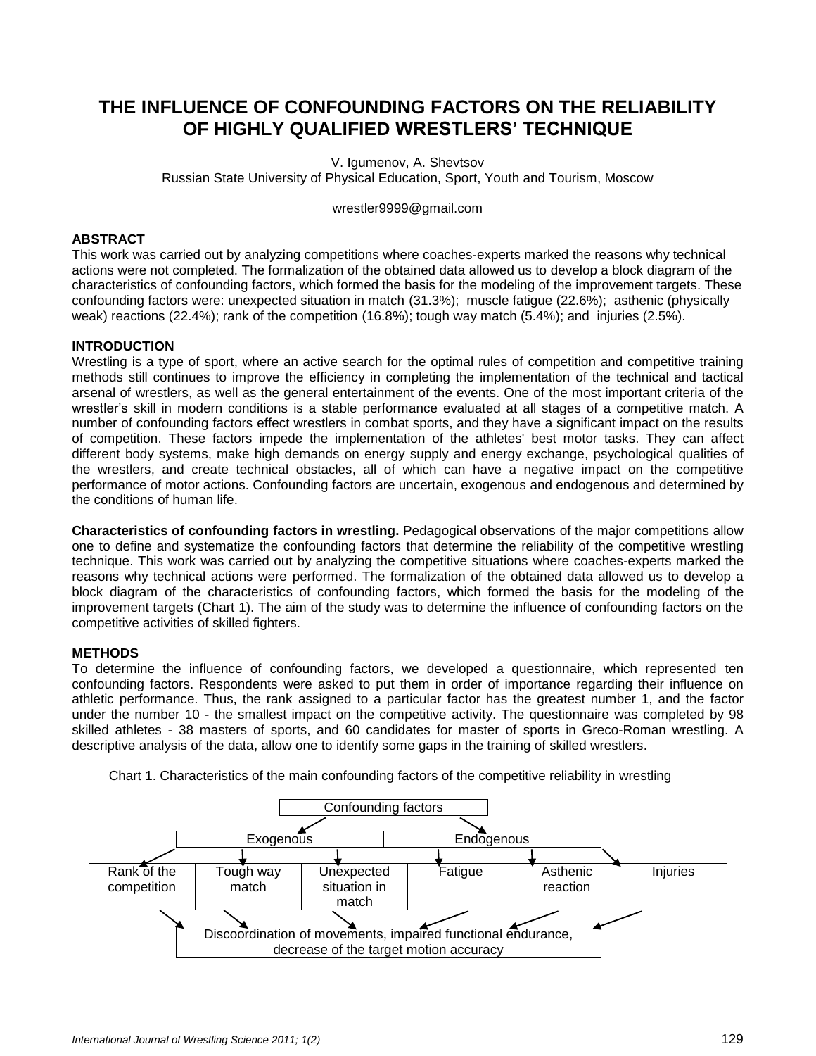# THE INFLUENCE OF CONFOUNDING FACTORS ON THE RELIABILITY OF HIGHLY QUALIFIED WRESTLERS' TECHNIQUE

V. Igumenov, A. Shevtsov
Russian State University of Physical Education, Sport, Youth and Tourism, Moscow

wrestler9999@gmail.com

## ABSTRACT

This work was carried out by analyzing competitions where coaches-experts marked the reasons why technical actions were not completed. The formalization of the obtained data allowed us to develop a block diagram of the characteristics of confounding factors, which formed the basis for the modeling of the improvement targets. These confounding factors were: unexpected situation in match (31.3%); muscle fatigue (22.6%); asthenic (physically weak) reactions (22.4%); rank of the competition (16.8%); tough way match (5.4%); and injuries (2.5%).

## INTRODUCTION

Wrestling is a type of sport, where an active search for the optimal rules of competition and competitive training methods still continues to improve the efficiency in completing the implementation of the technical and tactical arsenal of wrestlers, as well as the general entertainment of the events. One of the most important criteria of the wrestler's skill in modern conditions is a stable performance evaluated at all stages of a competitive match. A number of confounding factors effect wrestlers in combat sports, and they have a significant impact on the results of competition. These factors impede the implementation of the athletes' best motor tasks. They can affect different body systems, make high demands on energy supply and energy exchange, psychological qualities of the wrestlers, and create technical obstacles, all of which can have a negative impact on the competitive performance of motor actions. Confounding factors are uncertain, exogenous and endogenous and determined by the conditions of human life.

**Characteristics of confounding factors in wrestling.** Pedagogical observations of the major competitions allow one to define and systematize the confounding factors that determine the reliability of the competitive wrestling technique. This work was carried out by analyzing the competitive situations where coaches-experts marked the reasons why technical actions were performed. The formalization of the obtained data allowed us to develop a block diagram of the characteristics of confounding factors, which formed the basis for the modeling of the improvement targets (Chart 1). The aim of the study was to determine the influence of confounding factors on the competitive activities of skilled fighters.

## METHODS

To determine the influence of confounding factors, we developed a questionnaire, which represented ten confounding factors. Respondents were asked to put them in order of importance regarding their influence on athletic performance. Thus, the rank assigned to a particular factor has the greatest number 1, and the factor under the number 10 - the smallest impact on the competitive activity. The questionnaire was completed by 98 skilled athletes - 38 masters of sports, and 60 candidates for master of sports in Greco-Roman wrestling. A descriptive analysis of the data, allow one to identify some gaps in the training of skilled wrestlers.

Chart 1. Characteristics of the main confounding factors of the competitive reliability in wrestling

- Confounding factors
  - Exogenous
    - Rank of the competition
    - Tough way match
    - Unexpected situation in match
  - Endogenous
    - Fatigue
    - Asthenic reaction
    - Injuries
- → Discoordination of movements, impaired functional endurance, decrease of the target motion accuracy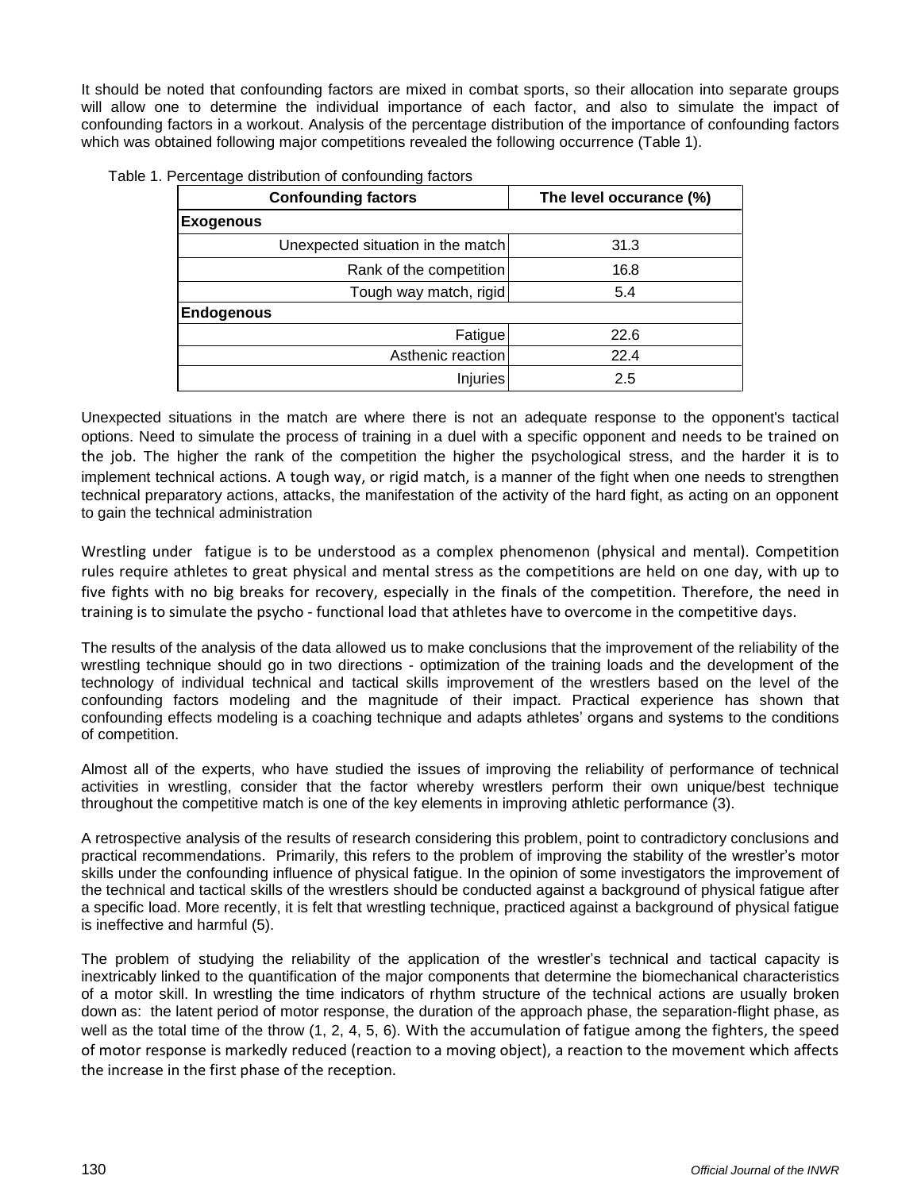It should be noted that confounding factors are mixed in combat sports, so their allocation into separate groups will allow one to determine the individual importance of each factor, and also to simulate the impact of confounding factors in a workout. Analysis of the percentage distribution of the importance of confounding factors which was obtained following major competitions revealed the following occurrence (Table 1).

Table 1. Percentage distribution of confounding factors

| Confounding factors | The level occurance (%) |
|---|---|
| **Exogenous** | |
| Unexpected situation in the match | 31.3 |
| Rank of the competition | 16.8 |
| Tough way match, rigid | 5.4 |
| **Endogenous** | |
| Fatigue | 22.6 |
| Asthenic reaction | 22.4 |
| Injuries | 2.5 |

Unexpected situations in the match are where there is not an adequate response to the opponent's tactical options. Need to simulate the process of training in a duel with a specific opponent and needs to be trained on the job. The higher the rank of the competition the higher the psychological stress, and the harder it is to implement technical actions. A tough way, or rigid match, is a manner of the fight when one needs to strengthen technical preparatory actions, attacks, the manifestation of the activity of the hard fight, as acting on an opponent to gain the technical administration

Wrestling under fatigue is to be understood as a complex phenomenon (physical and mental). Competition rules require athletes to great physical and mental stress as the competitions are held on one day, with up to five fights with no big breaks for recovery, especially in the finals of the competition. Therefore, the need in training is to simulate the psycho - functional load that athletes have to overcome in the competitive days.

The results of the analysis of the data allowed us to make conclusions that the improvement of the reliability of the wrestling technique should go in two directions - optimization of the training loads and the development of the technology of individual technical and tactical skills improvement of the wrestlers based on the level of the confounding factors modeling and the magnitude of their impact. Practical experience has shown that confounding effects modeling is a coaching technique and adapts athletes' organs and systems to the conditions of competition.

Almost all of the experts, who have studied the issues of improving the reliability of performance of technical activities in wrestling, consider that the factor whereby wrestlers perform their own unique/best technique throughout the competitive match is one of the key elements in improving athletic performance (3).

A retrospective analysis of the results of research considering this problem, point to contradictory conclusions and practical recommendations. Primarily, this refers to the problem of improving the stability of the wrestler's motor skills under the confounding influence of physical fatigue. In the opinion of some investigators the improvement of the technical and tactical skills of the wrestlers should be conducted against a background of physical fatigue after a specific load. More recently, it is felt that wrestling technique, practiced against a background of physical fatigue is ineffective and harmful (5).

The problem of studying the reliability of the application of the wrestler's technical and tactical capacity is inextricably linked to the quantification of the major components that determine the biomechanical characteristics of a motor skill. In wrestling the time indicators of rhythm structure of the technical actions are usually broken down as: the latent period of motor response, the duration of the approach phase, the separation-flight phase, as well as the total time of the throw (1, 2, 4, 5, 6). With the accumulation of fatigue among the fighters, the speed of motor response is markedly reduced (reaction to a moving object), a reaction to the movement which affects the increase in the first phase of the reception.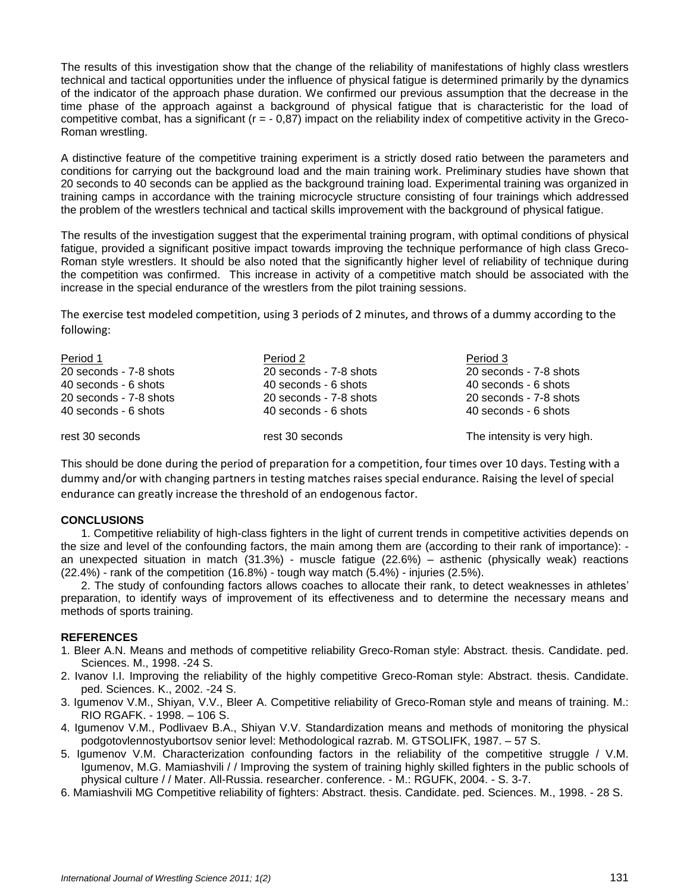The results of this investigation show that the change of the reliability of manifestations of highly class wrestlers technical and tactical opportunities under the influence of physical fatigue is determined primarily by the dynamics of the indicator of the approach phase duration. We confirmed our previous assumption that the decrease in the time phase of the approach against a background of physical fatigue that is characteristic for the load of competitive combat, has a significant ($r = -0,87$) impact on the reliability index of competitive activity in the Greco-Roman wrestling.

A distinctive feature of the competitive training experiment is a strictly dosed ratio between the parameters and conditions for carrying out the background load and the main training work. Preliminary studies have shown that 20 seconds to 40 seconds can be applied as the background training load. Experimental training was organized in training camps in accordance with the training microcycle structure consisting of four trainings which addressed the problem of the wrestlers technical and tactical skills improvement with the background of physical fatigue.

The results of the investigation suggest that the experimental training program, with optimal conditions of physical fatigue, provided a significant positive impact towards improving the technique performance of high class Greco-Roman style wrestlers. It should be also noted that the significantly higher level of reliability of technique during the competition was confirmed. This increase in activity of a competitive match should be associated with the increase in the special endurance of the wrestlers from the pilot training sessions.

The exercise test modeled competition, using 3 periods of 2 minutes, and throws of a dummy according to the following:

| Period 1 | Period 2 | Period 3 |
|---|---|---|
| 20 seconds - 7-8 shots | 20 seconds - 7-8 shots | 20 seconds - 7-8 shots |
| 40 seconds - 6 shots | 40 seconds - 6 shots | 40 seconds - 6 shots |
| 20 seconds - 7-8 shots | 20 seconds - 7-8 shots | 20 seconds - 7-8 shots |
| 40 seconds - 6 shots | 40 seconds - 6 shots | 40 seconds - 6 shots |
| rest 30 seconds | rest 30 seconds | The intensity is very high. |

This should be done during the period of preparation for a competition, four times over 10 days. Testing with a dummy and/or with changing partners in testing matches raises special endurance. Raising the level of special endurance can greatly increase the threshold of an endogenous factor.

## CONCLUSIONS

1. Competitive reliability of high-class fighters in the light of current trends in competitive activities depends on the size and level of the confounding factors, the main among them are (according to their rank of importance): - an unexpected situation in match (31.3%) - muscle fatigue (22.6%) – asthenic (physically weak) reactions (22.4%) - rank of the competition (16.8%) - tough way match (5.4%) - injuries (2.5%).

2. The study of confounding factors allows coaches to allocate their rank, to detect weaknesses in athletes' preparation, to identify ways of improvement of its effectiveness and to determine the necessary means and methods of sports training.

## REFERENCES

1. Bleer A.N. Means and methods of competitive reliability Greco-Roman style: Abstract. thesis. Candidate. ped. Sciences. M., 1998. -24 S.
2. Ivanov I.I. Improving the reliability of the highly competitive Greco-Roman style: Abstract. thesis. Candidate. ped. Sciences. K., 2002. -24 S.
3. Igumenov V.M., Shiyan, V.V., Bleer A. Competitive reliability of Greco-Roman style and means of training. M.: RIO RGAFK. - 1998. – 106 S.
4. Igumenov V.M., Podlivaev B.A., Shiyan V.V. Standardization means and methods of monitoring the physical podgotovlennostyubortsov senior level: Methodological razrab. M. GTSOLIFK, 1987. – 57 S.
5. Igumenov V.M. Characterization confounding factors in the reliability of the competitive struggle / V.M. Igumenov, M.G. Mamiashvili / / Improving the system of training highly skilled fighters in the public schools of physical culture / / Mater. All-Russia. researcher. conference. - M.: RGUFK, 2004. - S. 3-7.
6. Mamiashvili MG Competitive reliability of fighters: Abstract. thesis. Candidate. ped. Sciences. M., 1998. - 28 S.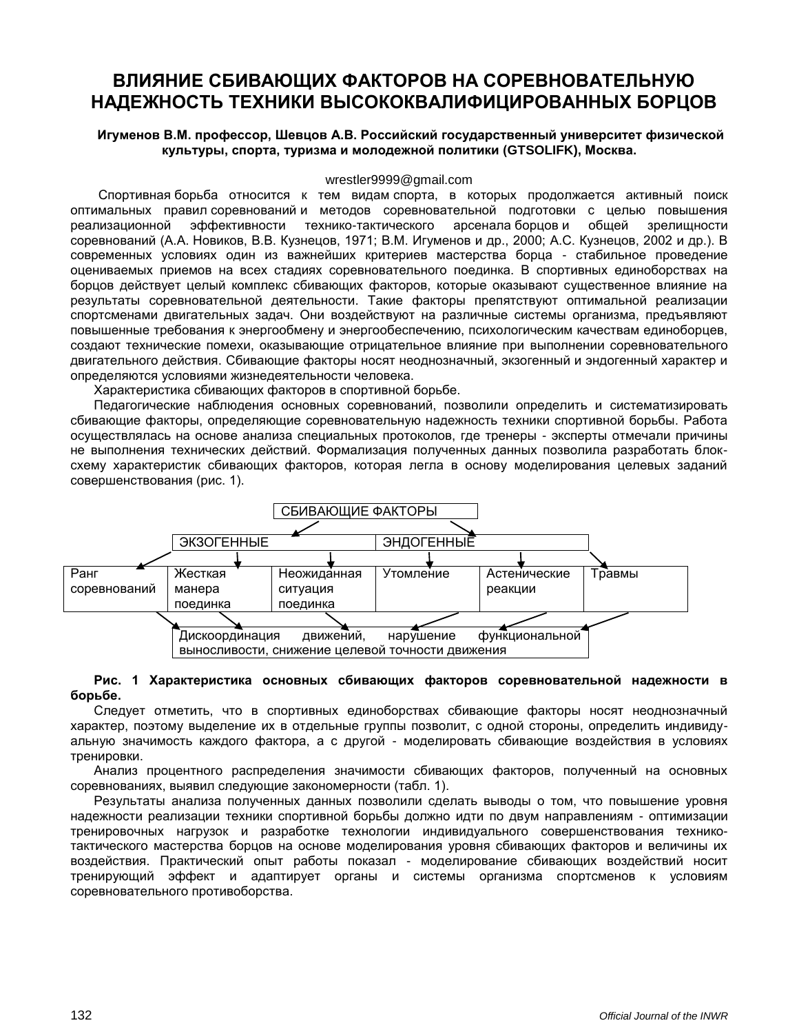# ВЛИЯНИЕ СБИВАЮЩИХ ФАКТОРОВ НА СОРЕВНОВАТЕЛЬНУЮ НАДЕЖНОСТЬ ТЕХНИКИ ВЫСОКОКВАЛИФИЦИРОВАННЫХ БОРЦОВ

**Игуменов В.М. профессор, Шевцов А.В. Российский государственный университет физической культуры, спорта, туризма и молодежной политики (GTSOLIFK), Москва.**

wrestler9999@gmail.com

Спортивная борьба относится к тем видам спорта, в которых продолжается активный поиск оптимальных правил соревнований и методов соревновательной подготовки с целью повышения реализационной эффективности технико-тактического арсенала борцов и общей зрелищности соревнований (А.А. Новиков, В.В. Кузнецов, 1971; В.М. Игуменов и др., 2000; А.С. Кузнецов, 2002 и др.). В современных условиях один из важнейших критериев мастерства борца - стабильное проведение оцениваемых приемов на всех стадиях соревновательного поединка. В спортивных единоборствах на борцов действует целый комплекс сбивающих факторов, которые оказывают существенное влияние на результаты соревновательной деятельности. Такие факторы препятствуют оптимальной реализации спортсменами двигательных задач. Они воздействуют на различные системы организма, предъявляют повышенные требования к энергообмену и энергообеспечению, психологическим качествам единоборцев, создают технические помехи, оказывающие отрицательное влияние при выполнении соревновательного двигательного действия. Сбивающие факторы носят неоднозначный, экзогенный и эндогенный характер и определяются условиями жизнедеятельности человека.

Характеристика сбивающих факторов в спортивной борьбе.

Педагогические наблюдения основных соревнований, позволили определить и систематизировать сбивающие факторы, определяющие соревновательную надежность техники спортивной борьбы. Работа осуществлялась на основе анализа специальных протоколов, где тренеры - эксперты отмечали причины не выполнения технических действий. Формализация полученных данных позволила разработать блок-схему характеристик сбивающих факторов, которая легла в основу моделирования целевых заданий совершенствования (рис. 1).

СБИВАЮЩИЕ ФАКТОРЫ

| ЭКЗОГЕННЫЕ | | | ЭНДОГЕННЫЕ | | |
|---|---|---|---|---|---|
| Ранг соревнований | Жесткая манера поединка | Неожиданная ситуация поединка | Утомление | Астенические реакции | Травмы |

Дискоординация движений, нарушение функциональной выносливости, снижение целевой точности движения

**Рис. 1 Характеристика основных сбивающих факторов соревновательной надежности в борьбе.**

Следует отметить, что в спортивных единоборствах сбивающие факторы носят неоднозначный характер, поэтому выделение их в отдельные группы позволит, с одной стороны, определить индивидуальную значимость каждого фактора, а с другой - моделировать сбивающие воздействия в условиях тренировки.

Анализ процентного распределения значимости сбивающих факторов, полученный на основных соревнованиях, выявил следующие закономерности (табл. 1).

Результаты анализа полученных данных позволили сделать выводы о том, что повышение уровня надежности реализации техники спортивной борьбы должно идти по двум направлениям - оптимизации тренировочных нагрузок и разработке технологии индивидуального совершенствования технико-тактического мастерства борцов на основе моделирования уровня сбивающих факторов и величины их воздействия. Практический опыт работы показал - моделирование сбивающих воздействий носит тренирующий эффект и адаптирует органы и системы организма спортсменов к условиям соревновательного противоборства.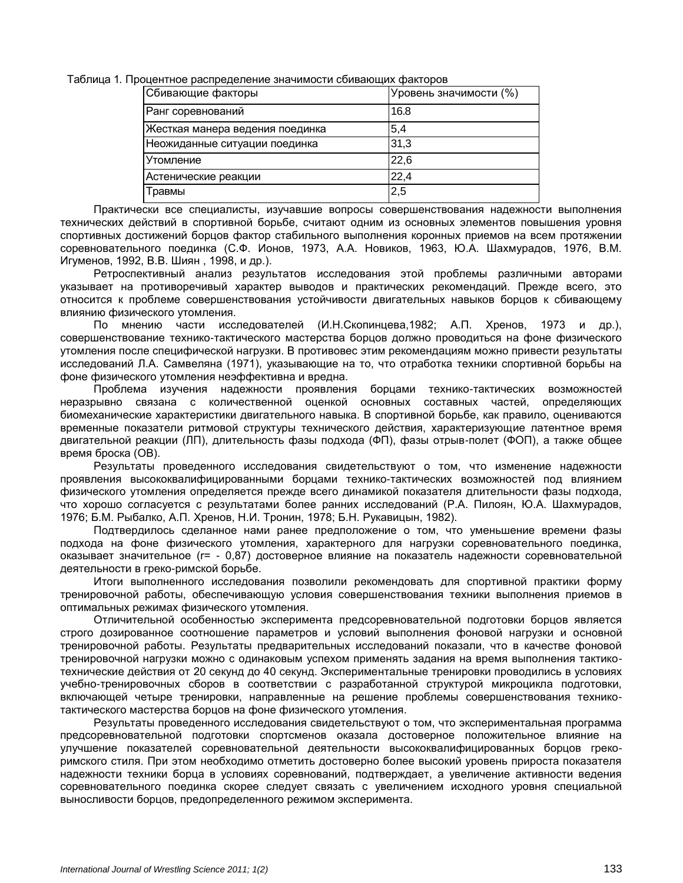Таблица 1. Процентное распределение значимости сбивающих факторов

| Сбивающие факторы | Уровень значимости (%) |
|---|---|
| Ранг соревнований | 16.8 |
| Жесткая манера ведения поединка | 5,4 |
| Неожиданные ситуации поединка | 31,3 |
| Утомление | 22,6 |
| Астенические реакции | 22,4 |
| Травмы | 2,5 |

Практически все специалисты, изучавшие вопросы совершенствования надежности выполнения технических действий в спортивной борьбе, считают одним из основных элементов повышения уровня спортивных достижений борцов фактор стабильного выполнения коронных приемов на всем протяжении соревновательного поединка (С.Ф. Ионов, 1973, А.А. Новиков, 1963, Ю.А. Шахмурадов, 1976, В.М. Игуменов, 1992, В.В. Шиян , 1998, и др.).

Ретроспективный анализ результатов исследования этой проблемы различными авторами указывает на противоречивый характер выводов и практических рекомендаций. Прежде всего, это относится к проблеме совершенствования устойчивости двигательных навыков борцов к сбивающему влиянию физического утомления.

По мнению части исследователей (И.Н.Скопинцева,1982; А.П. Хренов, 1973 и др.), совершенствование технико-тактического мастерства борцов должно проводиться на фоне физического утомления после специфической нагрузки. В противовес этим рекомендациям можно привести результаты исследований Л.А. Самвеляна (1971), указывающие на то, что отработка техники спортивной борьбы на фоне физического утомления неэффективна и вредна.

Проблема изучения надежности проявления борцами технико-тактических возможностей неразрывно связана с количественной оценкой основных составных частей, определяющих биомеханические характеристики двигательного навыка. В спортивной борьбе, как правило, оцениваются временные показатели ритмовой структуры технического действия, характеризующие латентное время двигательной реакции (ЛП), длительность фазы подхода (ФП), фазы отрыв-полет (ФОП), а также общее время броска (ОВ).

Результаты проведенного исследования свидетельствуют о том, что изменение надежности проявления высококвалифицированными борцами технико-тактических возможностей под влиянием физического утомления определяется прежде всего динамикой показателя длительности фазы подхода, что хорошо согласуется с результатами более ранних исследований (Р.А. Пилоян, Ю.А. Шахмурадов, 1976; Б.М. Рыбалко, А.П. Хренов, Н.И. Тронин, 1978; Б.Н. Рукавицын, 1982).

Подтвердилось сделанное нами ранее предположение о том, что уменьшение времени фазы подхода на фоне физического утомления, характерного для нагрузки соревновательного поединка, оказывает значительное ($r = -0,87$) достоверное влияние на показатель надежности соревновательной деятельности в греко-римской борьбе.

Итоги выполненного исследования позволили рекомендовать для спортивной практики форму тренировочной работы, обеспечивающую условия совершенствования техники выполнения приемов в оптимальных режимах физического утомления.

Отличительной особенностью эксперимента предсоревновательной подготовки борцов является строго дозированное соотношение параметров и условий выполнения фоновой нагрузки и основной тренировочной работы. Результаты предварительных исследований показали, что в качестве фоновой тренировочной нагрузки можно с одинаковым успехом применять задания на время выполнения тактико-технические действия от 20 секунд до 40 секунд. Экспериментальные тренировки проводились в условиях учебно-тренировочных сборов в соответствии с разработанной структурой микроцикла подготовки, включающей четыре тренировки, направленные на решение проблемы совершенствования технико-тактического мастерства борцов на фоне физического утомления.

Результаты проведенного исследования свидетельствуют о том, что экспериментальная программа предсоревновательной подготовки спортсменов оказала достоверное положительное влияние на улучшение показателей соревновательной деятельности высококвалифицированных борцов греко-римского стиля. При этом необходимо отметить достоверно более высокий уровень прироста показателя надежности техники борца в условиях соревнований, подтверждает, а увеличение активности ведения соревновательного поединка скорее следует связать с увеличением исходного уровня специальной выносливости борцов, предопределенного режимом эксперимента.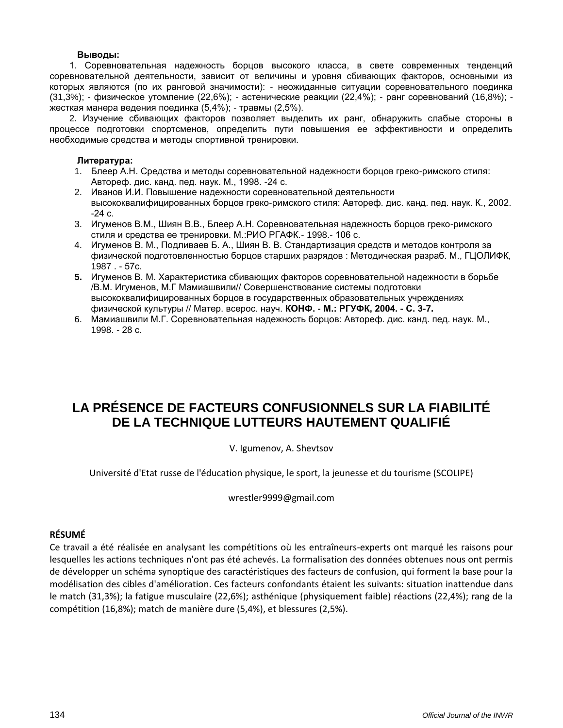**Выводы:**

1. Соревновательная надежность борцов высокого класса, в свете современных тенденций соревновательной деятельности, зависит от величины и уровня сбивающих факторов, основными из которых являются (по их ранговой значимости): - неожиданные ситуации соревновательного поединка (31,3%); - физическое утомление (22,6%); - астенические реакции (22,4%); - ранг соревнований (16,8%); - жесткая манера ведения поединка (5,4%); - травмы (2,5%).

2. Изучение сбивающих факторов позволяет выделить их ранг, обнаружить слабые стороны в процессе подготовки спортсменов, определить пути повышения ее эффективности и определить необходимые средства и методы спортивной тренировки.

**Литература:**

1. Блеер А.Н. Средства и методы соревновательной надежности борцов греко-римского стиля: Автореф. дис. канд. пед. наук. М., 1998. -24 с.
2. Иванов И.И. Повышение надежности соревновательной деятельности высококвалифицированных борцов греко-римского стиля: Автореф. дис. канд. пед. наук. К., 2002. -24 с.
3. Игуменов В.М., Шиян В.В., Блеер А.Н. Соревновательная надежность борцов греко-римского стиля и средства ее тренировки. М.:РИО РГАФК.- 1998.- 106 с.
4. Игуменов В. М., Подливаев Б. А., Шиян В. В. Стандартизация средств и методов контроля за физической подготовленностью борцов старших разрядов : Методическая разраб. М., ГЦОЛИФК, 1987 . - 57с.
5. Игуменов В. М. Характеристика сбивающих факторов соревновательной надежности в борьбе /В.М. Игуменов, М.Г Мамиашвили// Совершенствование системы подготовки высококвалифицированных борцов в государственных образовательных учреждениях физической культуры // Матер. всерос. науч. **КОНФ. - М.: РГУФК, 2004. - С. 3-7.**
6. Мамиашвили М.Г. Соревновательная надежность борцов: Автореф. дис. канд. пед. наук. М., 1998. - 28 с.

# LA PRÉSENCE DE FACTEURS CONFUSIONNELS SUR LA FIABILITÉ DE LA TECHNIQUE LUTTEURS HAUTEMENT QUALIFIÉ

V. Igumenov, A. Shevtsov

Université d'Etat russe de l'éducation physique, le sport, la jeunesse et du tourisme (SCOLIPE)

wrestler9999@gmail.com

**RÉSUMÉ**

Ce travail a été réalisée en analysant les compétitions où les entraîneurs-experts ont marqué les raisons pour lesquelles les actions techniques n'ont pas été achevés. La formalisation des données obtenues nous ont permis de développer un schéma synoptique des caractéristiques des facteurs de confusion, qui forment la base pour la modélisation des cibles d'amélioration. Ces facteurs confondants étaient les suivants: situation inattendue dans le match (31,3%); la fatigue musculaire (22,6%); asthénique (physiquement faible) réactions (22,4%); rang de la compétition (16,8%); match de manière dure (5,4%), et blessures (2,5%).